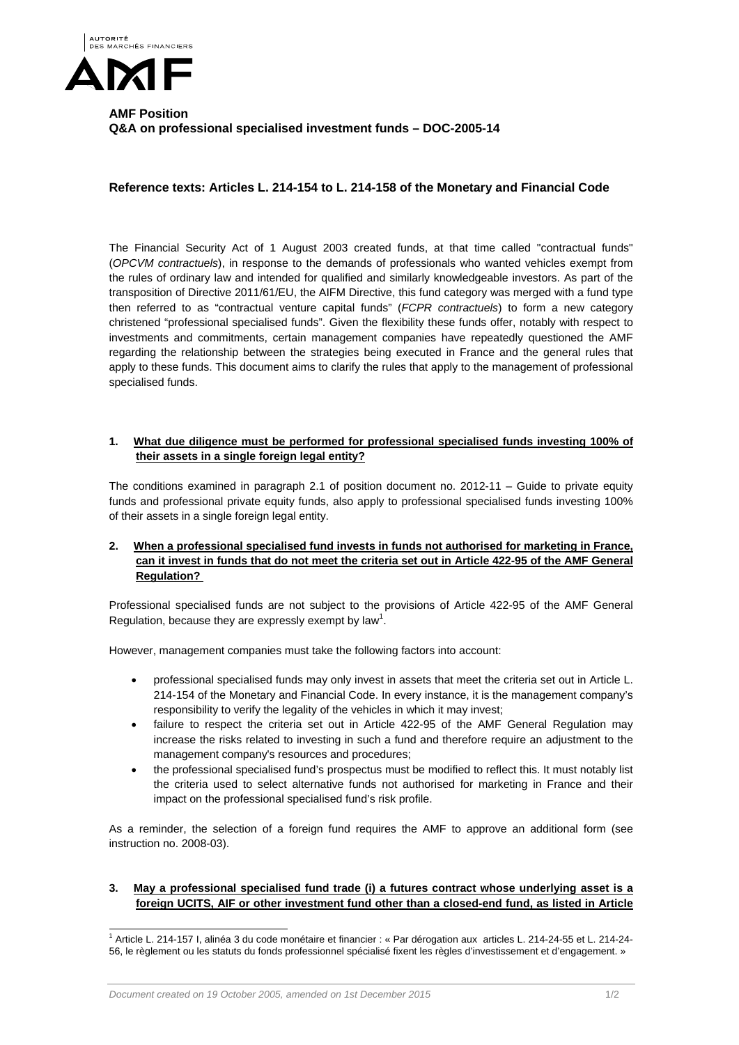AUTORITÉ DES MARCHÉS FINANCIERS

AMF

**AMF Position**
**Q&A on professional specialised investment funds – DOC-2005-14**

**Reference texts: Articles L. 214-154 to L. 214-158 of the Monetary and Financial Code**

The Financial Security Act of 1 August 2003 created funds, at that time called "contractual funds" (*OPCVM contractuels*), in response to the demands of professionals who wanted vehicles exempt from the rules of ordinary law and intended for qualified and similarly knowledgeable investors. As part of the transposition of Directive 2011/61/EU, the AIFM Directive, this fund category was merged with a fund type then referred to as "contractual venture capital funds" (*FCPR contractuels*) to form a new category christened "professional specialised funds". Given the flexibility these funds offer, notably with respect to investments and commitments, certain management companies have repeatedly questioned the AMF regarding the relationship between the strategies being executed in France and the general rules that apply to these funds. This document aims to clarify the rules that apply to the management of professional specialised funds.

**1. What due diligence must be performed for professional specialised funds investing 100% of their assets in a single foreign legal entity?**

The conditions examined in paragraph 2.1 of position document no. 2012-11 – Guide to private equity funds and professional private equity funds, also apply to professional specialised funds investing 100% of their assets in a single foreign legal entity.

**2. When a professional specialised fund invests in funds not authorised for marketing in France, can it invest in funds that do not meet the criteria set out in Article 422-95 of the AMF General Regulation?**

Professional specialised funds are not subject to the provisions of Article 422-95 of the AMF General Regulation, because they are expressly exempt by law[1].

However, management companies must take the following factors into account:

- professional specialised funds may only invest in assets that meet the criteria set out in Article L. 214-154 of the Monetary and Financial Code. In every instance, it is the management company's responsibility to verify the legality of the vehicles in which it may invest;
- failure to respect the criteria set out in Article 422-95 of the AMF General Regulation may increase the risks related to investing in such a fund and therefore require an adjustment to the management company's resources and procedures;
- the professional specialised fund's prospectus must be modified to reflect this. It must notably list the criteria used to select alternative funds not authorised for marketing in France and their impact on the professional specialised fund's risk profile.

As a reminder, the selection of a foreign fund requires the AMF to approve an additional form (see instruction no. 2008-03).

**3. May a professional specialised fund trade (i) a futures contract whose underlying asset is a foreign UCITS, AIF or other investment fund other than a closed-end fund, as listed in Article**

[1] Article L. 214-157 I, alinéa 3 du code monétaire et financier : « Par dérogation aux articles L. 214-24-55 et L. 214-24-56, le règlement ou les statuts du fonds professionnel spécialisé fixent les règles d'investissement et d'engagement. »

*Document created on 19 October 2005, amended on 1st December 2015*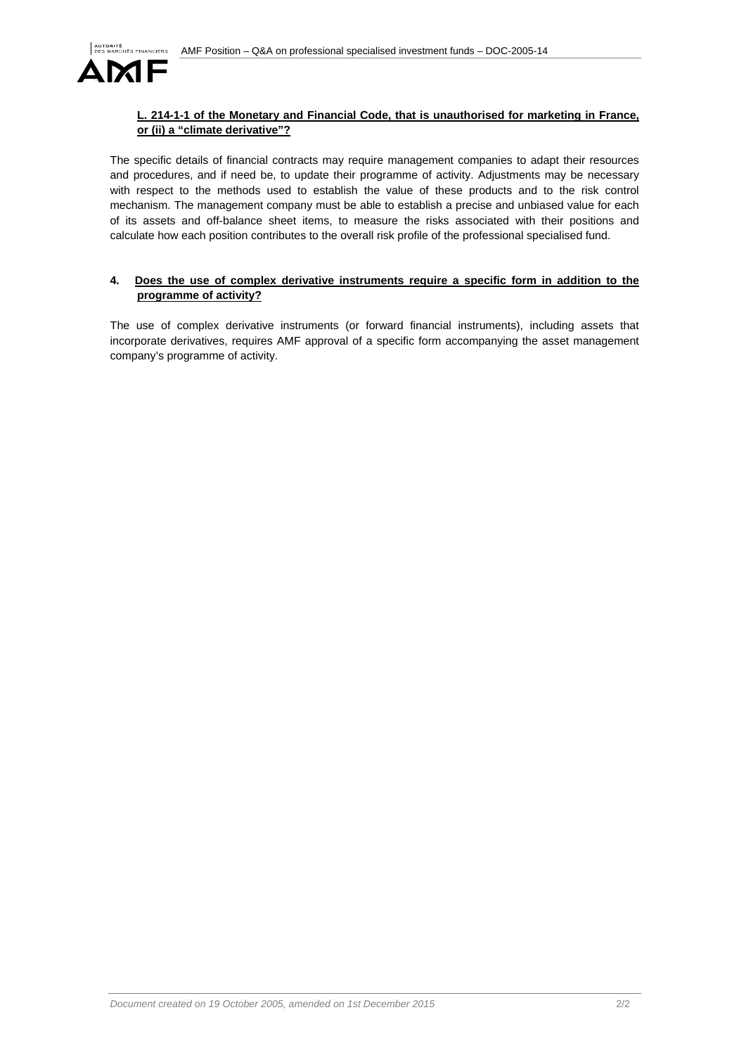**L. 214-1-1 of the Monetary and Financial Code, that is unauthorised for marketing in France, or (ii) a "climate derivative"?**

The specific details of financial contracts may require management companies to adapt their resources and procedures, and if need be, to update their programme of activity. Adjustments may be necessary with respect to the methods used to establish the value of these products and to the risk control mechanism. The management company must be able to establish a precise and unbiased value for each of its assets and off-balance sheet items, to measure the risks associated with their positions and calculate how each position contributes to the overall risk profile of the professional specialised fund.

**4. Does the use of complex derivative instruments require a specific form in addition to the programme of activity?**

The use of complex derivative instruments (or forward financial instruments), including assets that incorporate derivatives, requires AMF approval of a specific form accompanying the asset management company's programme of activity.